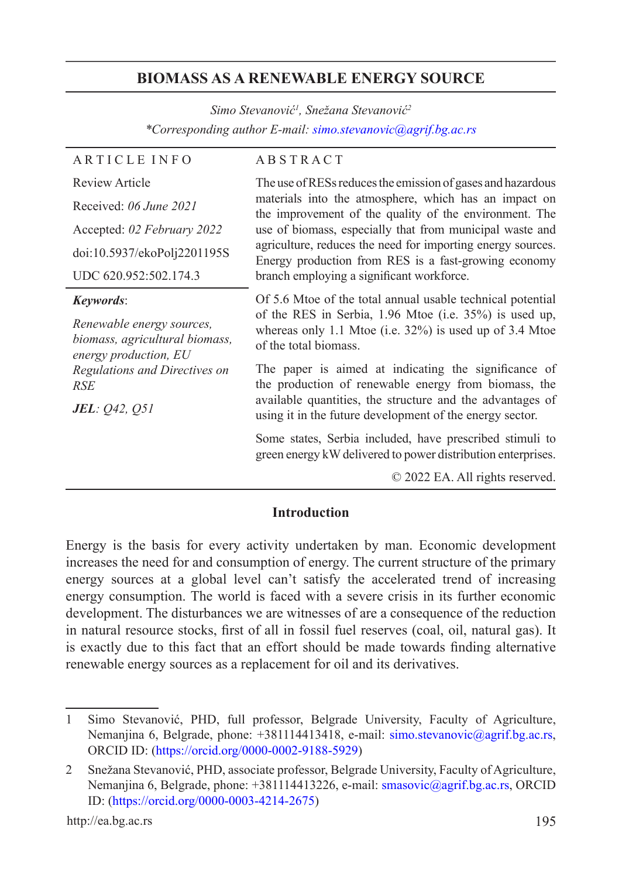# BIOMASS AS A RENEWABLE ENERGY SOURCE

*Simo Stevanović[1], Snežana Stevanović[2]*

*\*Corresponding author E-mail: simo.stevanovic@agrif.bg.ac.rs*

**ARTICLE INFO**

Review Article

Received: *06 June 2021*

Accepted: *02 February 2022*

doi:10.5937/ekoPolj2201195S

UDC 620.952:502.174.3

***Keywords***:

*Renewable energy sources, biomass, agricultural biomass, energy production, EU Regulations and Directives on RSE*

***JEL***: *Q42, Q51*

**ABSTRACT**

The use of RESs reduces the emission of gases and hazardous materials into the atmosphere, which has an impact on the improvement of the quality of the environment. The use of biomass, especially that from municipal waste and agriculture, reduces the need for importing energy sources. Energy production from RES is a fast-growing economy branch employing a significant workforce.

Of 5.6 Mtoe of the total annual usable technical potential of the RES in Serbia, 1.96 Mtoe (i.e. 35%) is used up, whereas only 1.1 Mtoe (i.e. 32%) is used up of 3.4 Mtoe of the total biomass.

The paper is aimed at indicating the significance of the production of renewable energy from biomass, the available quantities, the structure and the advantages of using it in the future development of the energy sector.

Some states, Serbia included, have prescribed stimuli to green energy kW delivered to power distribution enterprises.

© 2022 EA. All rights reserved.

## Introduction

Energy is the basis for every activity undertaken by man. Economic development increases the need for and consumption of energy. The current structure of the primary energy sources at a global level can't satisfy the accelerated trend of increasing energy consumption. The world is faced with a severe crisis in its further economic development. The disturbances we are witnesses of are a consequence of the reduction in natural resource stocks, first of all in fossil fuel reserves (coal, oil, natural gas). It is exactly due to this fact that an effort should be made towards finding alternative renewable energy sources as a replacement for oil and its derivatives.

---

1 Simo Stevanović, PHD, full professor, Belgrade University, Faculty of Agriculture, Nemanjina 6, Belgrade, phone: +381114413418, e-mail: simo.stevanovic@agrif.bg.ac.rs, ORCID ID: (https://orcid.org/0000-0002-9188-5929)

2 Snežana Stevanović, PHD, associate professor, Belgrade University, Faculty of Agriculture, Nemanjina 6, Belgrade, phone: +381114413226, e-mail: smasovic@agrif.bg.ac.rs, ORCID ID: (https://orcid.org/0000-0003-4214-2675)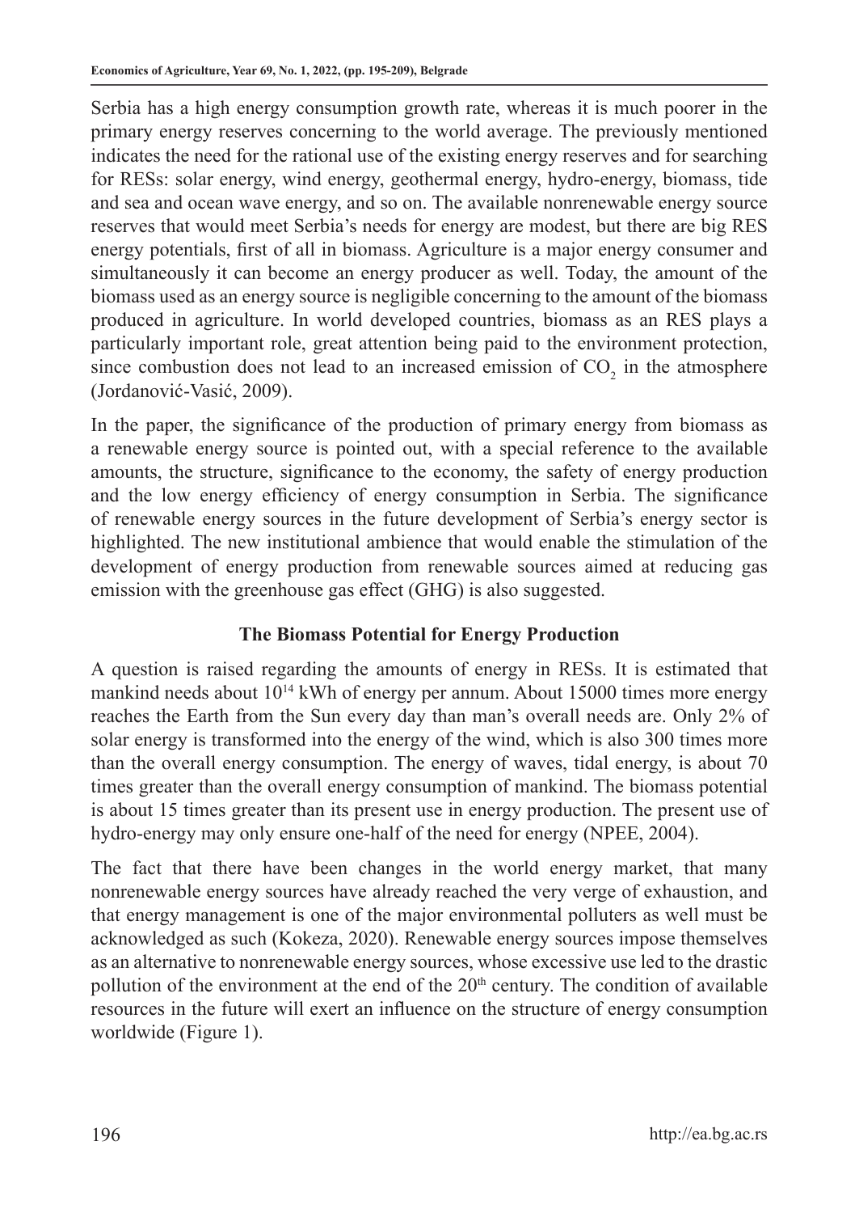Serbia has a high energy consumption growth rate, whereas it is much poorer in the primary energy reserves concerning to the world average. The previously mentioned indicates the need for the rational use of the existing energy reserves and for searching for RESs: solar energy, wind energy, geothermal energy, hydro-energy, biomass, tide and sea and ocean wave energy, and so on. The available nonrenewable energy source reserves that would meet Serbia's needs for energy are modest, but there are big RES energy potentials, first of all in biomass. Agriculture is a major energy consumer and simultaneously it can become an energy producer as well. Today, the amount of the biomass used as an energy source is negligible concerning to the amount of the biomass produced in agriculture. In world developed countries, biomass as an RES plays a particularly important role, great attention being paid to the environment protection, since combustion does not lead to an increased emission of $CO_2$ in the atmosphere (Jordanović-Vasić, 2009).

In the paper, the significance of the production of primary energy from biomass as a renewable energy source is pointed out, with a special reference to the available amounts, the structure, significance to the economy, the safety of energy production and the low energy efficiency of energy consumption in Serbia. The significance of renewable energy sources in the future development of Serbia's energy sector is highlighted. The new institutional ambience that would enable the stimulation of the development of energy production from renewable sources aimed at reducing gas emission with the greenhouse gas effect (GHG) is also suggested.

## The Biomass Potential for Energy Production

A question is raised regarding the amounts of energy in RESs. It is estimated that mankind needs about $10^{14}$ kWh of energy per annum. About 15000 times more energy reaches the Earth from the Sun every day than man's overall needs are. Only 2% of solar energy is transformed into the energy of the wind, which is also 300 times more than the overall energy consumption. The energy of waves, tidal energy, is about 70 times greater than the overall energy consumption of mankind. The biomass potential is about 15 times greater than its present use in energy production. The present use of hydro-energy may only ensure one-half of the need for energy (NPEE, 2004).

The fact that there have been changes in the world energy market, that many nonrenewable energy sources have already reached the very verge of exhaustion, and that energy management is one of the major environmental polluters as well must be acknowledged as such (Kokeza, 2020). Renewable energy sources impose themselves as an alternative to nonrenewable energy sources, whose excessive use led to the drastic pollution of the environment at the end of the 20th century. The condition of available resources in the future will exert an influence on the structure of energy consumption worldwide (Figure 1).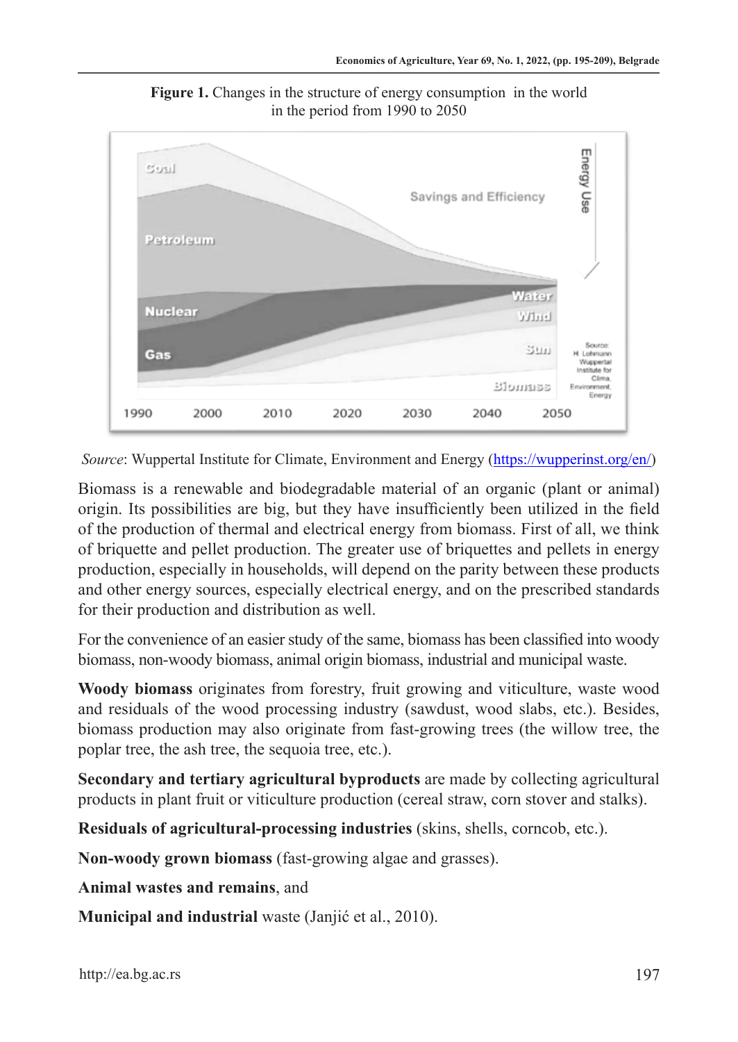**Figure 1.** Changes in the structure of energy consumption in the world in the period from 1990 to 2050

*Source*: Wuppertal Institute for Climate, Environment and Energy (https://wupperinst.org/en/)

Biomass is a renewable and biodegradable material of an organic (plant or animal) origin. Its possibilities are big, but they have insufficiently been utilized in the field of the production of thermal and electrical energy from biomass. First of all, we think of briquette and pellet production. The greater use of briquettes and pellets in energy production, especially in households, will depend on the parity between these products and other energy sources, especially electrical energy, and on the prescribed standards for their production and distribution as well.

For the convenience of an easier study of the same, biomass has been classified into woody biomass, non-woody biomass, animal origin biomass, industrial and municipal waste.

**Woody biomass** originates from forestry, fruit growing and viticulture, waste wood and residuals of the wood processing industry (sawdust, wood slabs, etc.). Besides, biomass production may also originate from fast-growing trees (the willow tree, the poplar tree, the ash tree, the sequoia tree, etc.).

**Secondary and tertiary agricultural byproducts** are made by collecting agricultural products in plant fruit or viticulture production (cereal straw, corn stover and stalks).

**Residuals of agricultural-processing industries** (skins, shells, corncob, etc.).

**Non-woody grown biomass** (fast-growing algae and grasses).

**Animal wastes and remains**, and

**Municipal and industrial** waste (Janjić et al., 2010).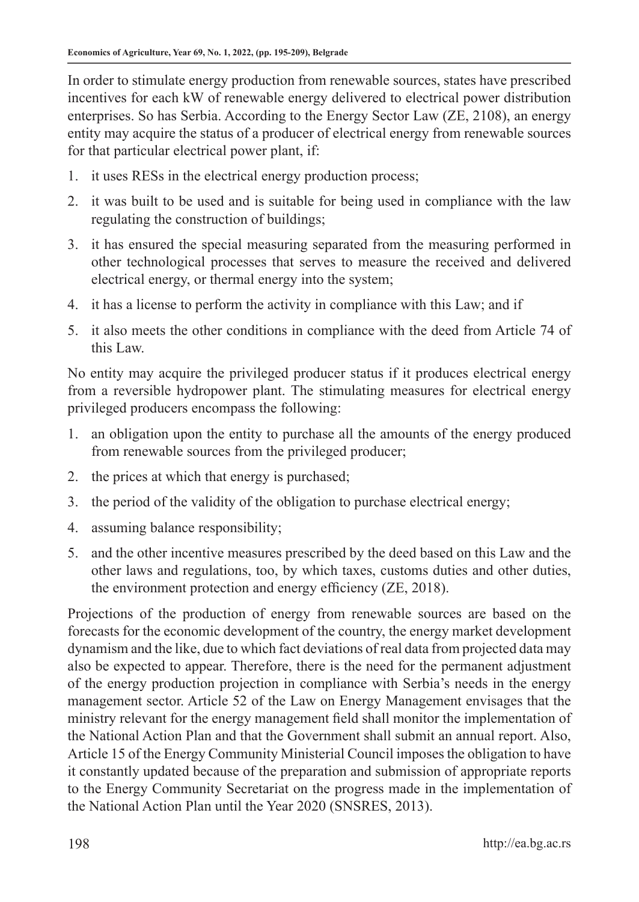In order to stimulate energy production from renewable sources, states have prescribed incentives for each kW of renewable energy delivered to electrical power distribution enterprises. So has Serbia. According to the Energy Sector Law (ZE, 2108), an energy entity may acquire the status of a producer of electrical energy from renewable sources for that particular electrical power plant, if:

1. it uses RESs in the electrical energy production process;
2. it was built to be used and is suitable for being used in compliance with the law regulating the construction of buildings;
3. it has ensured the special measuring separated from the measuring performed in other technological processes that serves to measure the received and delivered electrical energy, or thermal energy into the system;
4. it has a license to perform the activity in compliance with this Law; and if
5. it also meets the other conditions in compliance with the deed from Article 74 of this Law.

No entity may acquire the privileged producer status if it produces electrical energy from a reversible hydropower plant. The stimulating measures for electrical energy privileged producers encompass the following:

1. an obligation upon the entity to purchase all the amounts of the energy produced from renewable sources from the privileged producer;
2. the prices at which that energy is purchased;
3. the period of the validity of the obligation to purchase electrical energy;
4. assuming balance responsibility;
5. and the other incentive measures prescribed by the deed based on this Law and the other laws and regulations, too, by which taxes, customs duties and other duties, the environment protection and energy efficiency (ZE, 2018).

Projections of the production of energy from renewable sources are based on the forecasts for the economic development of the country, the energy market development dynamism and the like, due to which fact deviations of real data from projected data may also be expected to appear. Therefore, there is the need for the permanent adjustment of the energy production projection in compliance with Serbia's needs in the energy management sector. Article 52 of the Law on Energy Management envisages that the ministry relevant for the energy management field shall monitor the implementation of the National Action Plan and that the Government shall submit an annual report. Also, Article 15 of the Energy Community Ministerial Council imposes the obligation to have it constantly updated because of the preparation and submission of appropriate reports to the Energy Community Secretariat on the progress made in the implementation of the National Action Plan until the Year 2020 (SNSRES, 2013).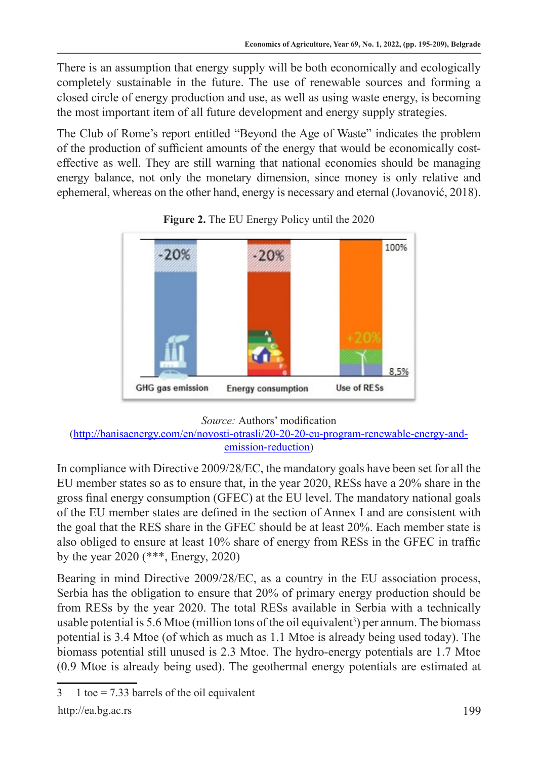There is an assumption that energy supply will be both economically and ecologically completely sustainable in the future. The use of renewable sources and forming a closed circle of energy production and use, as well as using waste energy, is becoming the most important item of all future development and energy supply strategies.

The Club of Rome's report entitled "Beyond the Age of Waste" indicates the problem of the production of sufficient amounts of the energy that would be economically cost-effective as well. They are still warning that national economies should be managing energy balance, not only the monetary dimension, since money is only relative and ephemeral, whereas on the other hand, energy is necessary and eternal (Jovanović, 2018).

**Figure 2.** The EU Energy Policy until the 2020

*Source:* Authors' modification (http://banisaenergy.com/en/novosti-otrasli/20-20-20-eu-program-renewable-energy-and-emission-reduction)

In compliance with Directive 2009/28/EC, the mandatory goals have been set for all the EU member states so as to ensure that, in the year 2020, RESs have a 20% share in the gross final energy consumption (GFEC) at the EU level. The mandatory national goals of the EU member states are defined in the section of Annex I and are consistent with the goal that the RES share in the GFEC should be at least 20%. Each member state is also obliged to ensure at least 10% share of energy from RESs in the GFEC in traffic by the year 2020 (***, Energy, 2020)

Bearing in mind Directive 2009/28/EC, as a country in the EU association process, Serbia has the obligation to ensure that 20% of primary energy production should be from RESs by the year 2020. The total RESs available in Serbia with a technically usable potential is 5.6 Mtoe (million tons of the oil equivalent[3]) per annum. The biomass potential is 3.4 Mtoe (of which as much as 1.1 Mtoe is already being used today). The biomass potential still unused is 2.3 Mtoe. The hydro-energy potentials are 1.7 Mtoe (0.9 Mtoe is already being used). The geothermal energy potentials are estimated at

3 1 toe = 7.33 barrels of the oil equivalent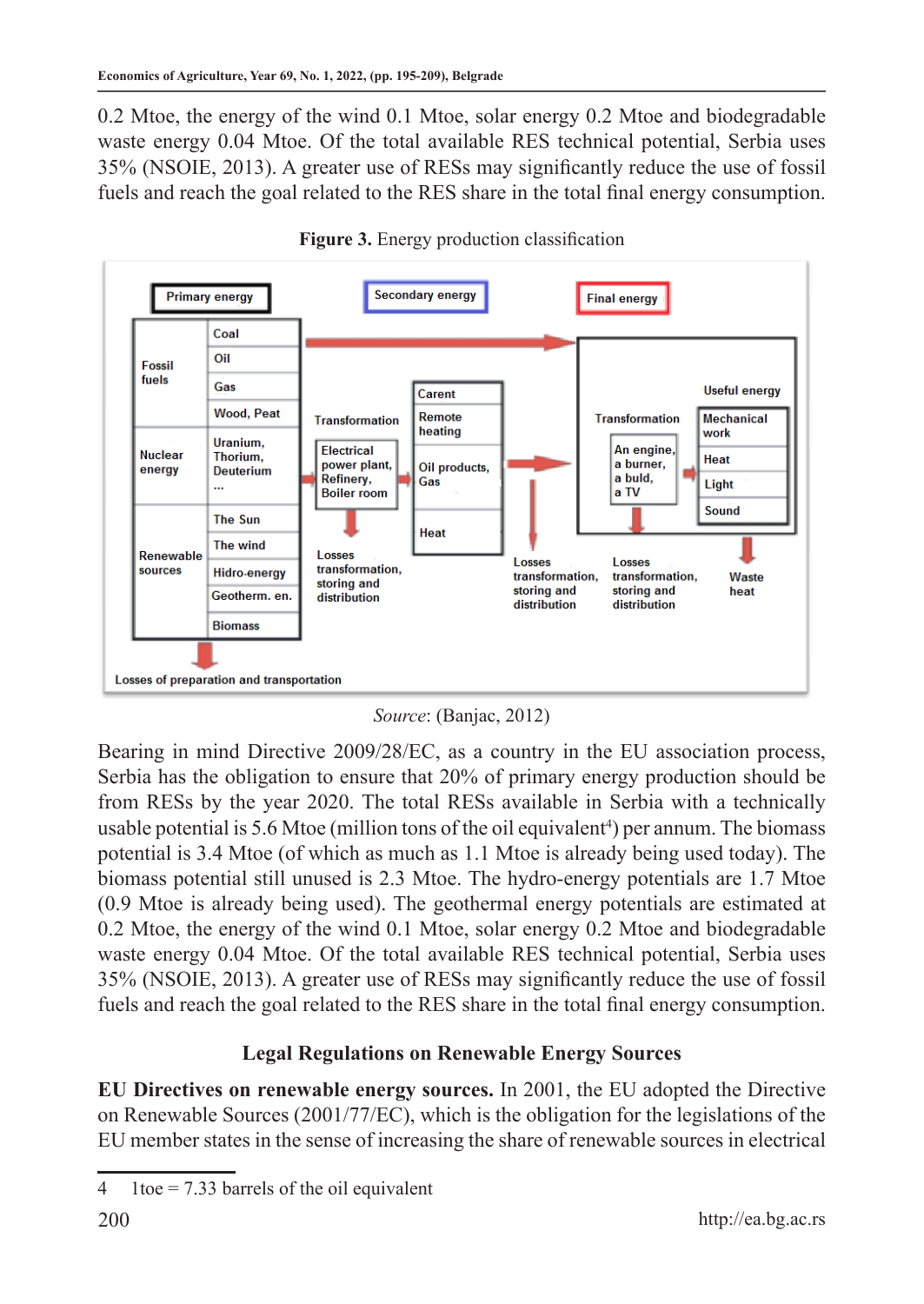0.2 Mtoe, the energy of the wind 0.1 Mtoe, solar energy 0.2 Mtoe and biodegradable waste energy 0.04 Mtoe. Of the total available RES technical potential, Serbia uses 35% (NSOIE, 2013). A greater use of RESs may significantly reduce the use of fossil fuels and reach the goal related to the RES share in the total final energy consumption.

**Figure 3.** Energy production classification

*Source*: (Banjac, 2012)

Bearing in mind Directive 2009/28/EC, as a country in the EU association process, Serbia has the obligation to ensure that 20% of primary energy production should be from RESs by the year 2020. The total RESs available in Serbia with a technically usable potential is 5.6 Mtoe (million tons of the oil equivalent[4]) per annum. The biomass potential is 3.4 Mtoe (of which as much as 1.1 Mtoe is already being used today). The biomass potential still unused is 2.3 Mtoe. The hydro-energy potentials are 1.7 Mtoe (0.9 Mtoe is already being used). The geothermal energy potentials are estimated at 0.2 Mtoe, the energy of the wind 0.1 Mtoe, solar energy 0.2 Mtoe and biodegradable waste energy 0.04 Mtoe. Of the total available RES technical potential, Serbia uses 35% (NSOIE, 2013). A greater use of RESs may significantly reduce the use of fossil fuels and reach the goal related to the RES share in the total final energy consumption.

## Legal Regulations on Renewable Energy Sources

**EU Directives on renewable energy sources.** In 2001, the EU adopted the Directive on Renewable Sources (2001/77/EC), which is the obligation for the legislations of the EU member states in the sense of increasing the share of renewable sources in electrical

4 1toe = 7.33 barrels of the oil equivalent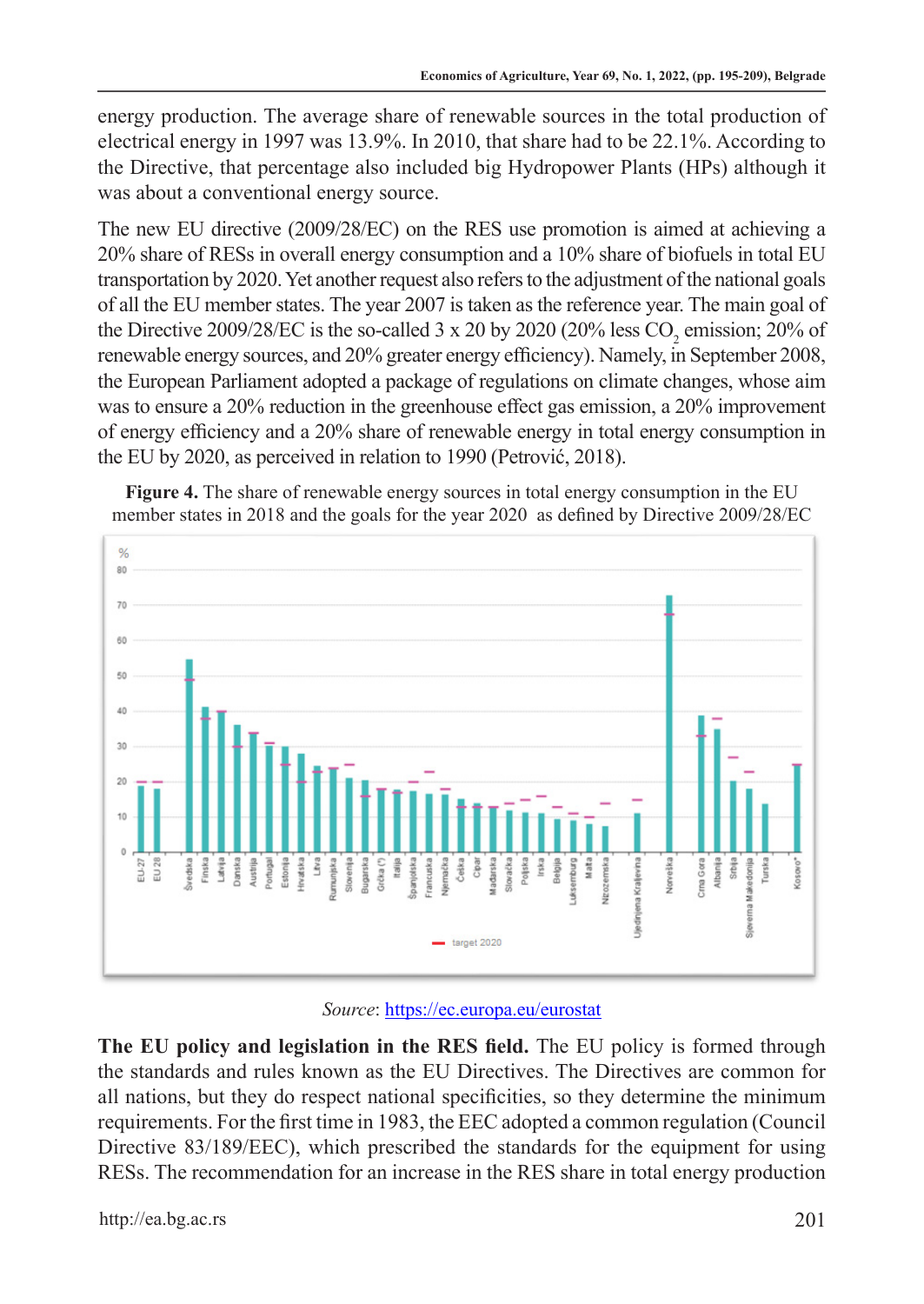energy production. The average share of renewable sources in the total production of electrical energy in 1997 was 13.9%. In 2010, that share had to be 22.1%. According to the Directive, that percentage also included big Hydropower Plants (HPs) although it was about a conventional energy source.

The new EU directive (2009/28/EC) on the RES use promotion is aimed at achieving a 20% share of RESs in overall energy consumption and a 10% share of biofuels in total EU transportation by 2020. Yet another request also refers to the adjustment of the national goals of all the EU member states. The year 2007 is taken as the reference year. The main goal of the Directive 2009/28/EC is the so-called 3 x 20 by 2020 (20% less $CO_2$ emission; 20% of renewable energy sources, and 20% greater energy efficiency). Namely, in September 2008, the European Parliament adopted a package of regulations on climate changes, whose aim was to ensure a 20% reduction in the greenhouse effect gas emission, a 20% improvement of energy efficiency and a 20% share of renewable energy in total energy consumption in the EU by 2020, as perceived in relation to 1990 (Petrović, 2018).

**Figure 4.** The share of renewable energy sources in total energy consumption in the EU member states in 2018 and the goals for the year 2020 as defined by Directive 2009/28/EC

*Source*: https://ec.europa.eu/eurostat

**The EU policy and legislation in the RES field.** The EU policy is formed through the standards and rules known as the EU Directives. The Directives are common for all nations, but they do respect national specificities, so they determine the minimum requirements. For the first time in 1983, the EEC adopted a common regulation (Council Directive 83/189/EEC), which prescribed the standards for the equipment for using RESs. The recommendation for an increase in the RES share in total energy production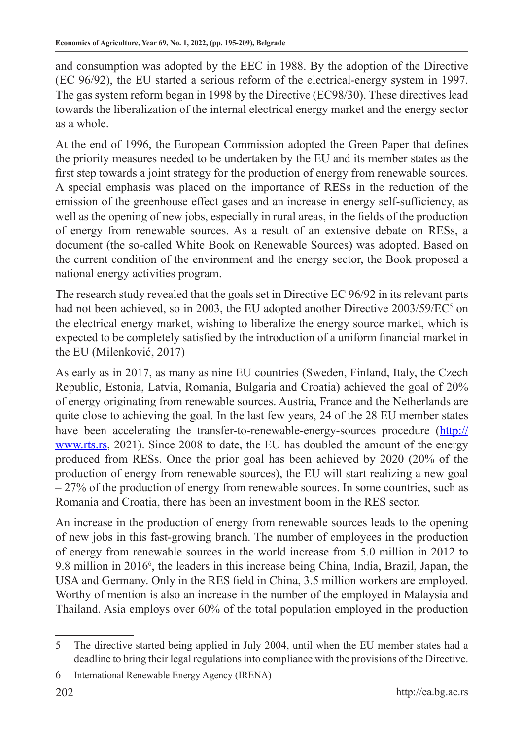and consumption was adopted by the EEC in 1988. By the adoption of the Directive (EC 96/92), the EU started a serious reform of the electrical-energy system in 1997. The gas system reform began in 1998 by the Directive (EC98/30). These directives lead towards the liberalization of the internal electrical energy market and the energy sector as a whole.

At the end of 1996, the European Commission adopted the Green Paper that defines the priority measures needed to be undertaken by the EU and its member states as the first step towards a joint strategy for the production of energy from renewable sources. A special emphasis was placed on the importance of RESs in the reduction of the emission of the greenhouse effect gases and an increase in energy self-sufficiency, as well as the opening of new jobs, especially in rural areas, in the fields of the production of energy from renewable sources. As a result of an extensive debate on RESs, a document (the so-called White Book on Renewable Sources) was adopted. Based on the current condition of the environment and the energy sector, the Book proposed a national energy activities program.

The research study revealed that the goals set in Directive EC 96/92 in its relevant parts had not been achieved, so in 2003, the EU adopted another Directive 2003/59/EC[5] on the electrical energy market, wishing to liberalize the energy source market, which is expected to be completely satisfied by the introduction of a uniform financial market in the EU (Milenković, 2017)

As early as in 2017, as many as nine EU countries (Sweden, Finland, Italy, the Czech Republic, Estonia, Latvia, Romania, Bulgaria and Croatia) achieved the goal of 20% of energy originating from renewable sources. Austria, France and the Netherlands are quite close to achieving the goal. In the last few years, 24 of the 28 EU member states have been accelerating the transfer-to-renewable-energy-sources procedure (http://www.rts.rs, 2021). Since 2008 to date, the EU has doubled the amount of the energy produced from RESs. Once the prior goal has been achieved by 2020 (20% of the production of energy from renewable sources), the EU will start realizing a new goal – 27% of the production of energy from renewable sources. In some countries, such as Romania and Croatia, there has been an investment boom in the RES sector.

An increase in the production of energy from renewable sources leads to the opening of new jobs in this fast-growing branch. The number of employees in the production of energy from renewable sources in the world increase from 5.0 million in 2012 to 9.8 million in 2016[6], the leaders in this increase being China, India, Brazil, Japan, the USA and Germany. Only in the RES field in China, 3.5 million workers are employed. Worthy of mention is also an increase in the number of the employed in Malaysia and Thailand. Asia employs over 60% of the total population employed in the production

---

5 The directive started being applied in July 2004, until when the EU member states had a deadline to bring their legal regulations into compliance with the provisions of the Directive.

6 International Renewable Energy Agency (IRENA)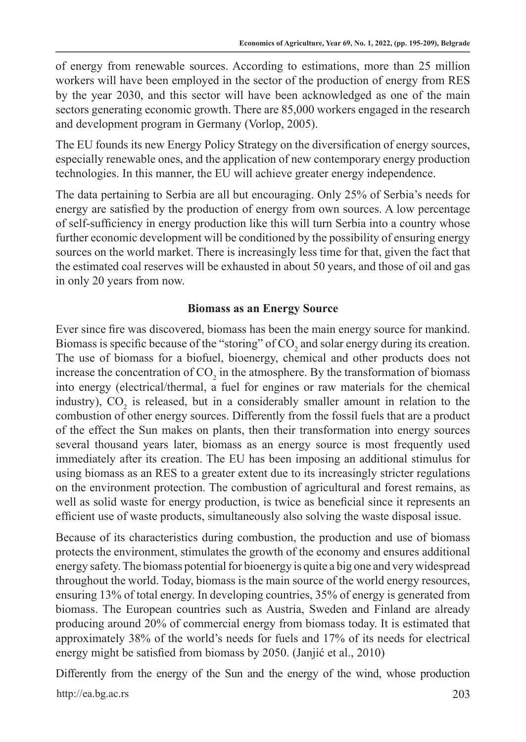of energy from renewable sources. According to estimations, more than 25 million workers will have been employed in the sector of the production of energy from RES by the year 2030, and this sector will have been acknowledged as one of the main sectors generating economic growth. There are 85,000 workers engaged in the research and development program in Germany (Vorlop, 2005).

The EU founds its new Energy Policy Strategy on the diversification of energy sources, especially renewable ones, and the application of new contemporary energy production technologies. In this manner, the EU will achieve greater energy independence.

The data pertaining to Serbia are all but encouraging. Only 25% of Serbia's needs for energy are satisfied by the production of energy from own sources. A low percentage of self-sufficiency in energy production like this will turn Serbia into a country whose further economic development will be conditioned by the possibility of ensuring energy sources on the world market. There is increasingly less time for that, given the fact that the estimated coal reserves will be exhausted in about 50 years, and those of oil and gas in only 20 years from now.

## Biomass as an Energy Source

Ever since fire was discovered, biomass has been the main energy source for mankind. Biomass is specific because of the "storing" of $CO_2$ and solar energy during its creation. The use of biomass for a biofuel, bioenergy, chemical and other products does not increase the concentration of $CO_2$ in the atmosphere. By the transformation of biomass into energy (electrical/thermal, a fuel for engines or raw materials for the chemical industry), $CO_2$ is released, but in a considerably smaller amount in relation to the combustion of other energy sources. Differently from the fossil fuels that are a product of the effect the Sun makes on plants, then their transformation into energy sources several thousand years later, biomass as an energy source is most frequently used immediately after its creation. The EU has been imposing an additional stimulus for using biomass as an RES to a greater extent due to its increasingly stricter regulations on the environment protection. The combustion of agricultural and forest remains, as well as solid waste for energy production, is twice as beneficial since it represents an efficient use of waste products, simultaneously also solving the waste disposal issue.

Because of its characteristics during combustion, the production and use of biomass protects the environment, stimulates the growth of the economy and ensures additional energy safety. The biomass potential for bioenergy is quite a big one and very widespread throughout the world. Today, biomass is the main source of the world energy resources, ensuring 13% of total energy. In developing countries, 35% of energy is generated from biomass. The European countries such as Austria, Sweden and Finland are already producing around 20% of commercial energy from biomass today. It is estimated that approximately 38% of the world's needs for fuels and 17% of its needs for electrical energy might be satisfied from biomass by 2050. (Janjić et al., 2010)

Differently from the energy of the Sun and the energy of the wind, whose production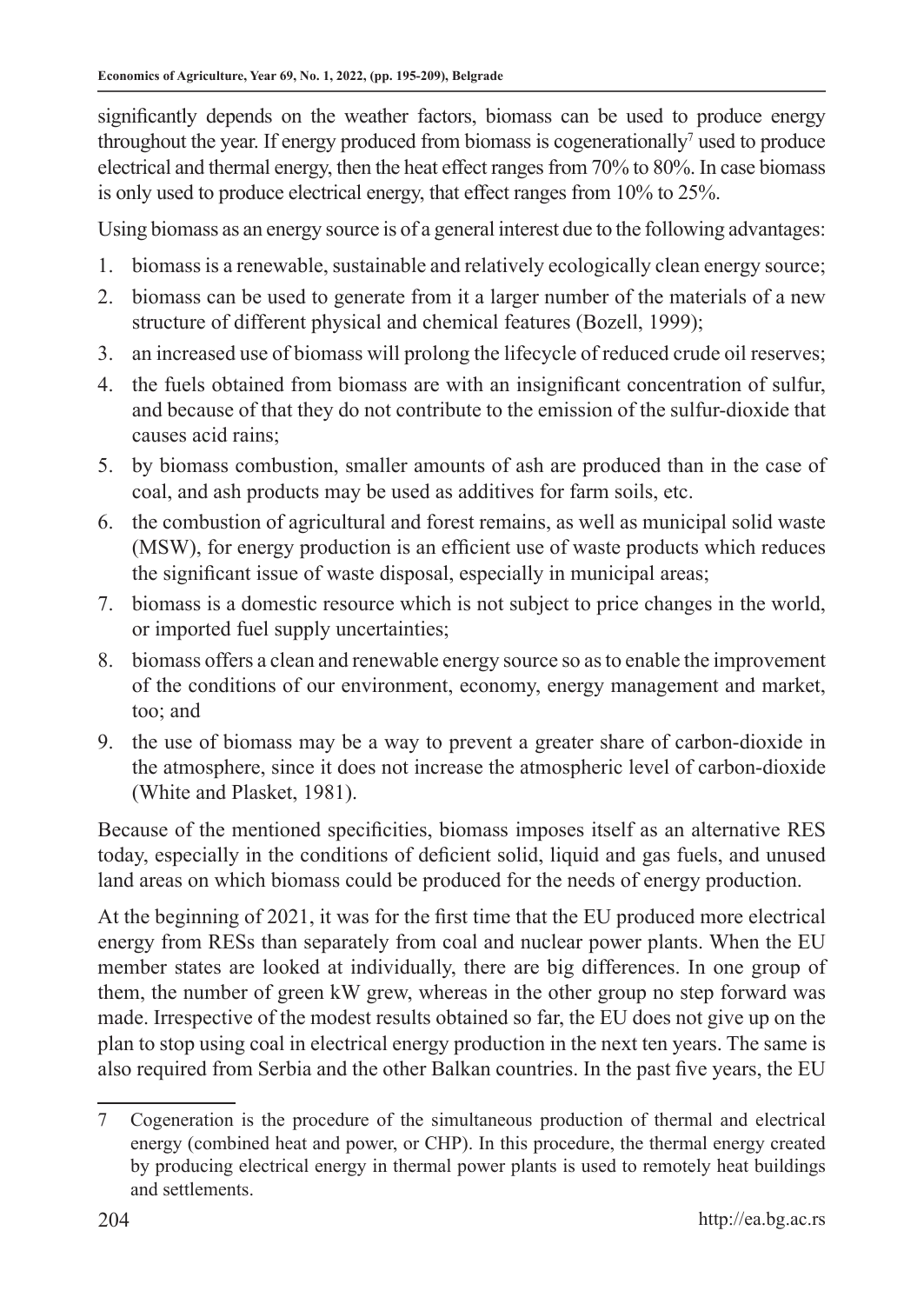significantly depends on the weather factors, biomass can be used to produce energy throughout the year. If energy produced from biomass is cogenerationally[7] used to produce electrical and thermal energy, then the heat effect ranges from 70% to 80%. In case biomass is only used to produce electrical energy, that effect ranges from 10% to 25%.

Using biomass as an energy source is of a general interest due to the following advantages:

1. biomass is a renewable, sustainable and relatively ecologically clean energy source;
2. biomass can be used to generate from it a larger number of the materials of a new structure of different physical and chemical features (Bozell, 1999);
3. an increased use of biomass will prolong the lifecycle of reduced crude oil reserves;
4. the fuels obtained from biomass are with an insignificant concentration of sulfur, and because of that they do not contribute to the emission of the sulfur-dioxide that causes acid rains;
5. by biomass combustion, smaller amounts of ash are produced than in the case of coal, and ash products may be used as additives for farm soils, etc.
6. the combustion of agricultural and forest remains, as well as municipal solid waste (MSW), for energy production is an efficient use of waste products which reduces the significant issue of waste disposal, especially in municipal areas;
7. biomass is a domestic resource which is not subject to price changes in the world, or imported fuel supply uncertainties;
8. biomass offers a clean and renewable energy source so as to enable the improvement of the conditions of our environment, economy, energy management and market, too; and
9. the use of biomass may be a way to prevent a greater share of carbon-dioxide in the atmosphere, since it does not increase the atmospheric level of carbon-dioxide (White and Plasket, 1981).

Because of the mentioned specificities, biomass imposes itself as an alternative RES today, especially in the conditions of deficient solid, liquid and gas fuels, and unused land areas on which biomass could be produced for the needs of energy production.

At the beginning of 2021, it was for the first time that the EU produced more electrical energy from RESs than separately from coal and nuclear power plants. When the EU member states are looked at individually, there are big differences. In one group of them, the number of green kW grew, whereas in the other group no step forward was made. Irrespective of the modest results obtained so far, the EU does not give up on the plan to stop using coal in electrical energy production in the next ten years. The same is also required from Serbia and the other Balkan countries. In the past five years, the EU

---

7 Cogeneration is the procedure of the simultaneous production of thermal and electrical energy (combined heat and power, or CHP). In this procedure, the thermal energy created by producing electrical energy in thermal power plants is used to remotely heat buildings and settlements.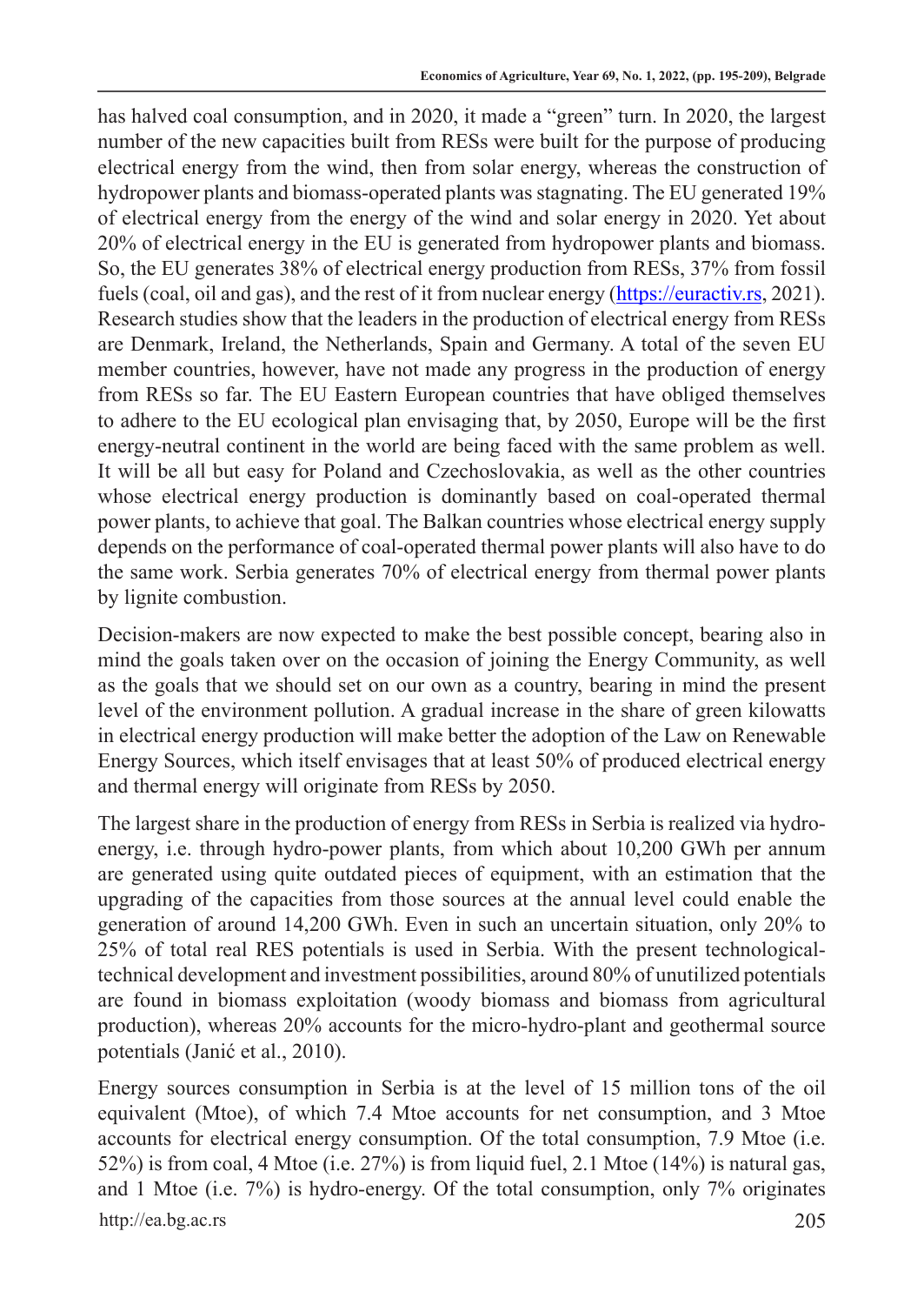has halved coal consumption, and in 2020, it made a "green" turn. In 2020, the largest number of the new capacities built from RESs were built for the purpose of producing electrical energy from the wind, then from solar energy, whereas the construction of hydropower plants and biomass-operated plants was stagnating. The EU generated 19% of electrical energy from the energy of the wind and solar energy in 2020. Yet about 20% of electrical energy in the EU is generated from hydropower plants and biomass. So, the EU generates 38% of electrical energy production from RESs, 37% from fossil fuels (coal, oil and gas), and the rest of it from nuclear energy (https://euractiv.rs, 2021). Research studies show that the leaders in the production of electrical energy from RESs are Denmark, Ireland, the Netherlands, Spain and Germany. A total of the seven EU member countries, however, have not made any progress in the production of energy from RESs so far. The EU Eastern European countries that have obliged themselves to adhere to the EU ecological plan envisaging that, by 2050, Europe will be the first energy-neutral continent in the world are being faced with the same problem as well. It will be all but easy for Poland and Czechoslovakia, as well as the other countries whose electrical energy production is dominantly based on coal-operated thermal power plants, to achieve that goal. The Balkan countries whose electrical energy supply depends on the performance of coal-operated thermal power plants will also have to do the same work. Serbia generates 70% of electrical energy from thermal power plants by lignite combustion.

Decision-makers are now expected to make the best possible concept, bearing also in mind the goals taken over on the occasion of joining the Energy Community, as well as the goals that we should set on our own as a country, bearing in mind the present level of the environment pollution. A gradual increase in the share of green kilowatts in electrical energy production will make better the adoption of the Law on Renewable Energy Sources, which itself envisages that at least 50% of produced electrical energy and thermal energy will originate from RESs by 2050.

The largest share in the production of energy from RESs in Serbia is realized via hydro-energy, i.e. through hydro-power plants, from which about 10,200 GWh per annum are generated using quite outdated pieces of equipment, with an estimation that the upgrading of the capacities from those sources at the annual level could enable the generation of around 14,200 GWh. Even in such an uncertain situation, only 20% to 25% of total real RES potentials is used in Serbia. With the present technological-technical development and investment possibilities, around 80% of unutilized potentials are found in biomass exploitation (woody biomass and biomass from agricultural production), whereas 20% accounts for the micro-hydro-plant and geothermal source potentials (Janić et al., 2010).

Energy sources consumption in Serbia is at the level of 15 million tons of the oil equivalent (Mtoe), of which 7.4 Mtoe accounts for net consumption, and 3 Mtoe accounts for electrical energy consumption. Of the total consumption, 7.9 Mtoe (i.e. 52%) is from coal, 4 Mtoe (i.e. 27%) is from liquid fuel, 2.1 Mtoe (14%) is natural gas, and 1 Mtoe (i.e. 7%) is hydro-energy. Of the total consumption, only 7% originates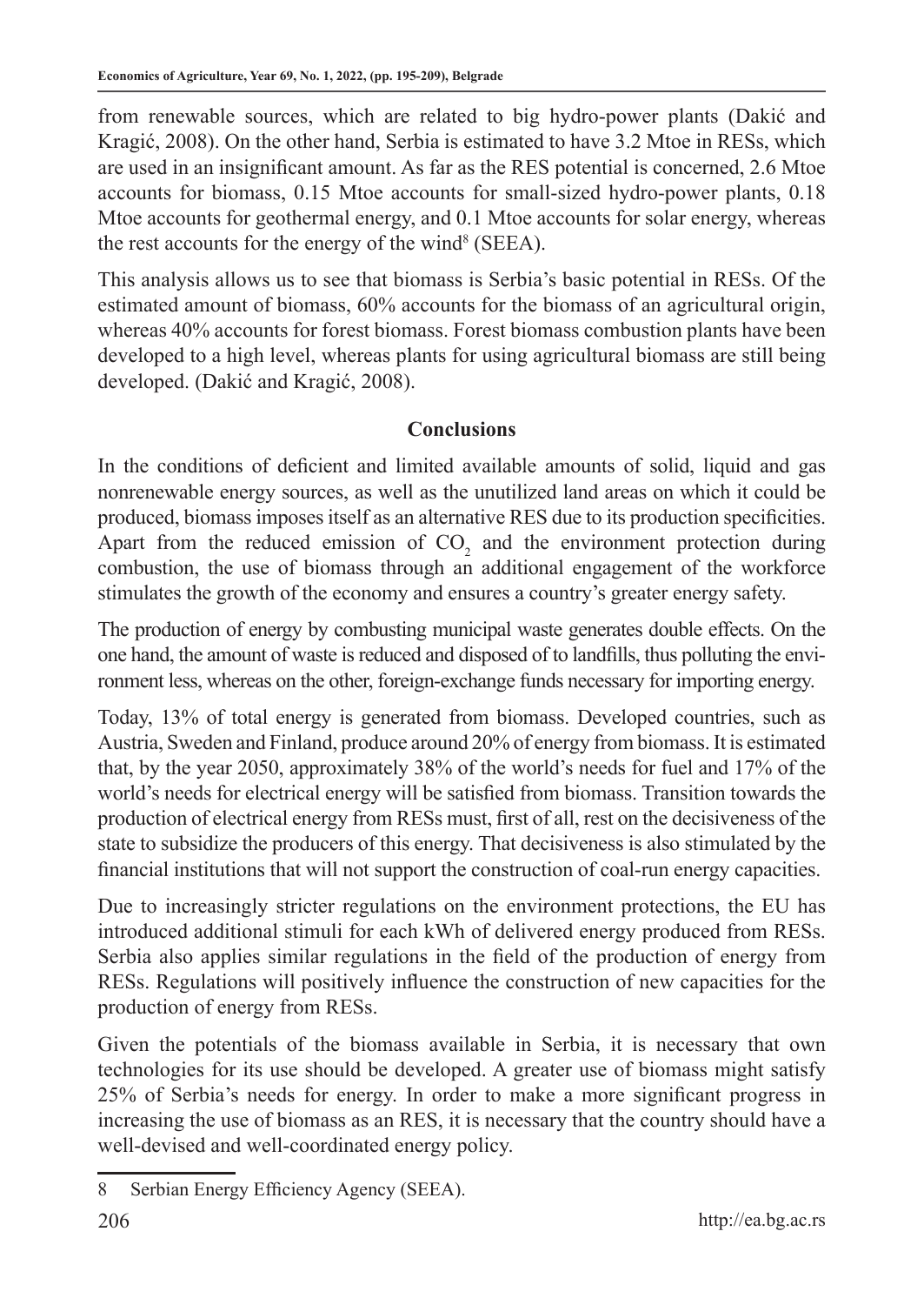from renewable sources, which are related to big hydro-power plants (Dakić and Kragić, 2008). On the other hand, Serbia is estimated to have 3.2 Mtoe in RESs, which are used in an insignificant amount. As far as the RES potential is concerned, 2.6 Mtoe accounts for biomass, 0.15 Mtoe accounts for small-sized hydro-power plants, 0.18 Mtoe accounts for geothermal energy, and 0.1 Mtoe accounts for solar energy, whereas the rest accounts for the energy of the wind[8] (SEEA).

This analysis allows us to see that biomass is Serbia's basic potential in RESs. Of the estimated amount of biomass, 60% accounts for the biomass of an agricultural origin, whereas 40% accounts for forest biomass. Forest biomass combustion plants have been developed to a high level, whereas plants for using agricultural biomass are still being developed. (Dakić and Kragić, 2008).

## Conclusions

In the conditions of deficient and limited available amounts of solid, liquid and gas nonrenewable energy sources, as well as the unutilized land areas on which it could be produced, biomass imposes itself as an alternative RES due to its production specificities. Apart from the reduced emission of $CO_2$ and the environment protection during combustion, the use of biomass through an additional engagement of the workforce stimulates the growth of the economy and ensures a country's greater energy safety.

The production of energy by combusting municipal waste generates double effects. On the one hand, the amount of waste is reduced and disposed of to landfills, thus polluting the environment less, whereas on the other, foreign-exchange funds necessary for importing energy.

Today, 13% of total energy is generated from biomass. Developed countries, such as Austria, Sweden and Finland, produce around 20% of energy from biomass. It is estimated that, by the year 2050, approximately 38% of the world's needs for fuel and 17% of the world's needs for electrical energy will be satisfied from biomass. Transition towards the production of electrical energy from RESs must, first of all, rest on the decisiveness of the state to subsidize the producers of this energy. That decisiveness is also stimulated by the financial institutions that will not support the construction of coal-run energy capacities.

Due to increasingly stricter regulations on the environment protections, the EU has introduced additional stimuli for each kWh of delivered energy produced from RESs. Serbia also applies similar regulations in the field of the production of energy from RESs. Regulations will positively influence the construction of new capacities for the production of energy from RESs.

Given the potentials of the biomass available in Serbia, it is necessary that own technologies for its use should be developed. A greater use of biomass might satisfy 25% of Serbia's needs for energy. In order to make a more significant progress in increasing the use of biomass as an RES, it is necessary that the country should have a well-devised and well-coordinated energy policy.

---

8 Serbian Energy Efficiency Agency (SEEA).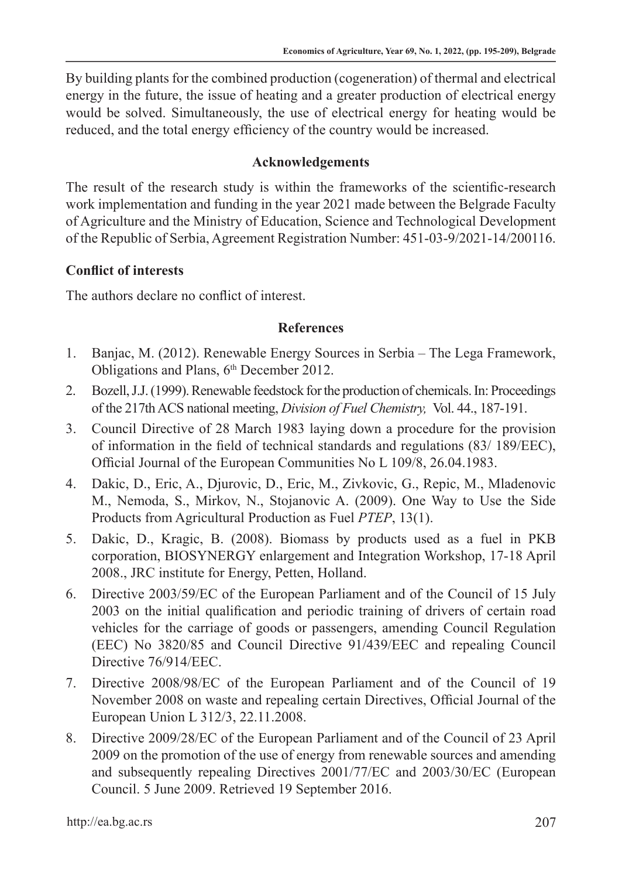By building plants for the combined production (cogeneration) of thermal and electrical energy in the future, the issue of heating and a greater production of electrical energy would be solved. Simultaneously, the use of electrical energy for heating would be reduced, and the total energy efficiency of the country would be increased.

## Acknowledgements

The result of the research study is within the frameworks of the scientific-research work implementation and funding in the year 2021 made between the Belgrade Faculty of Agriculture and the Ministry of Education, Science and Technological Development of the Republic of Serbia, Agreement Registration Number: 451-03-9/2021-14/200116.

### Conflict of interests

The authors declare no conflict of interest.

## References

1. Banjac, M. (2012). Renewable Energy Sources in Serbia – The Lega Framework, Obligations and Plans, 6th December 2012.
2. Bozell, J.J. (1999). Renewable feedstock for the production of chemicals. In: Proceedings of the 217th ACS national meeting, *Division of Fuel Chemistry,* Vol. 44., 187-191.
3. Council Directive of 28 March 1983 laying down a procedure for the provision of information in the field of technical standards and regulations (83/ 189/EEC), Official Journal of the European Communities No L 109/8, 26.04.1983.
4. Dakic, D., Eric, A., Djurovic, D., Eric, M., Zivkovic, G., Repic, M., Mladenovic M., Nemoda, S., Mirkov, N., Stojanovic A. (2009). One Way to Use the Side Products from Agricultural Production as Fuel *PTEP*, 13(1).
5. Dakic, D., Kragic, B. (2008). Biomass by products used as a fuel in PKB corporation, BIOSYNERGY enlargement and Integration Workshop, 17-18 April 2008., JRC institute for Energy, Petten, Holland.
6. Directive 2003/59/EC of the European Parliament and of the Council of 15 July 2003 on the initial qualification and periodic training of drivers of certain road vehicles for the carriage of goods or passengers, amending Council Regulation (EEC) No 3820/85 and Council Directive 91/439/EEC and repealing Council Directive 76/914/EEC.
7. Directive 2008/98/EC of the European Parliament and of the Council of 19 November 2008 on waste and repealing certain Directives, Official Journal of the European Union L 312/3, 22.11.2008.
8. Directive 2009/28/EC of the European Parliament and of the Council of 23 April 2009 on the promotion of the use of energy from renewable sources and amending and subsequently repealing Directives 2001/77/EC and 2003/30/EC (European Council. 5 June 2009. Retrieved 19 September 2016.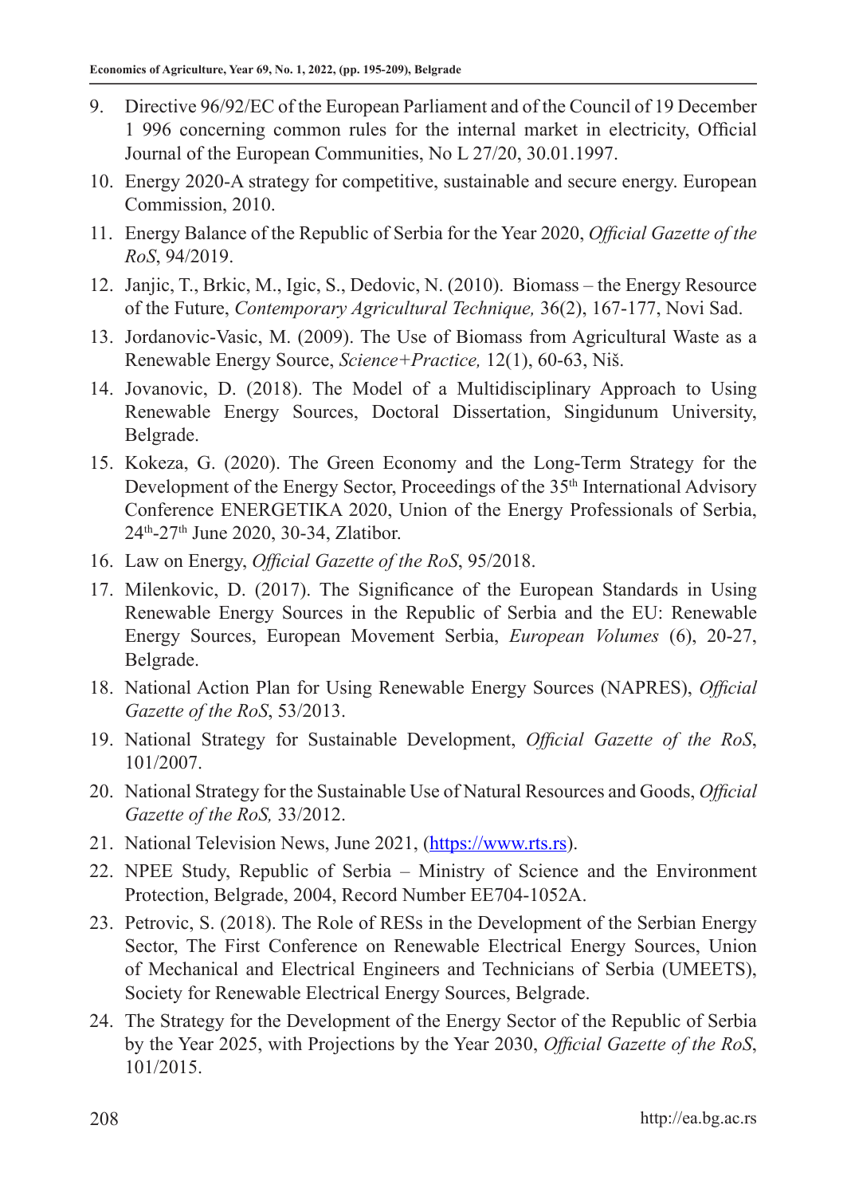9. Directive 96/92/EC of the European Parliament and of the Council of 19 December 1 996 concerning common rules for the internal market in electricity, Official Journal of the European Communities, No L 27/20, 30.01.1997.
10. Energy 2020-A strategy for competitive, sustainable and secure energy. European Commission, 2010.
11. Energy Balance of the Republic of Serbia for the Year 2020, *Official Gazette of the RoS*, 94/2019.
12. Janjic, T., Brkic, M., Igic, S., Dedovic, N. (2010). Biomass – the Energy Resource of the Future, *Contemporary Agricultural Technique,* 36(2), 167-177, Novi Sad.
13. Jordanovic-Vasic, M. (2009). The Use of Biomass from Agricultural Waste as a Renewable Energy Source, *Science+Practice,* 12(1), 60-63, Niš.
14. Jovanovic, D. (2018). The Model of a Multidisciplinary Approach to Using Renewable Energy Sources, Doctoral Dissertation, Singidunum University, Belgrade.
15. Kokeza, G. (2020). The Green Economy and the Long-Term Strategy for the Development of the Energy Sector, Proceedings of the 35th International Advisory Conference ENERGETIKA 2020, Union of the Energy Professionals of Serbia, 24th-27th June 2020, 30-34, Zlatibor.
16. Law on Energy, *Official Gazette of the RoS*, 95/2018.
17. Milenkovic, D. (2017). The Significance of the European Standards in Using Renewable Energy Sources in the Republic of Serbia and the EU: Renewable Energy Sources, European Movement Serbia, *European Volumes* (6), 20-27, Belgrade.
18. National Action Plan for Using Renewable Energy Sources (NAPRES), *Official Gazette of the RoS*, 53/2013.
19. National Strategy for Sustainable Development, *Official Gazette of the RoS*, 101/2007.
20. National Strategy for the Sustainable Use of Natural Resources and Goods, *Official Gazette of the RoS,* 33/2012.
21. National Television News, June 2021, (https://www.rts.rs).
22. NPEE Study, Republic of Serbia – Ministry of Science and the Environment Protection, Belgrade, 2004, Record Number EE704-1052A.
23. Petrovic, S. (2018). The Role of RESs in the Development of the Serbian Energy Sector, The First Conference on Renewable Electrical Energy Sources, Union of Mechanical and Electrical Engineers and Technicians of Serbia (UMEETS), Society for Renewable Electrical Energy Sources, Belgrade.
24. The Strategy for the Development of the Energy Sector of the Republic of Serbia by the Year 2025, with Projections by the Year 2030, *Official Gazette of the RoS*, 101/2015.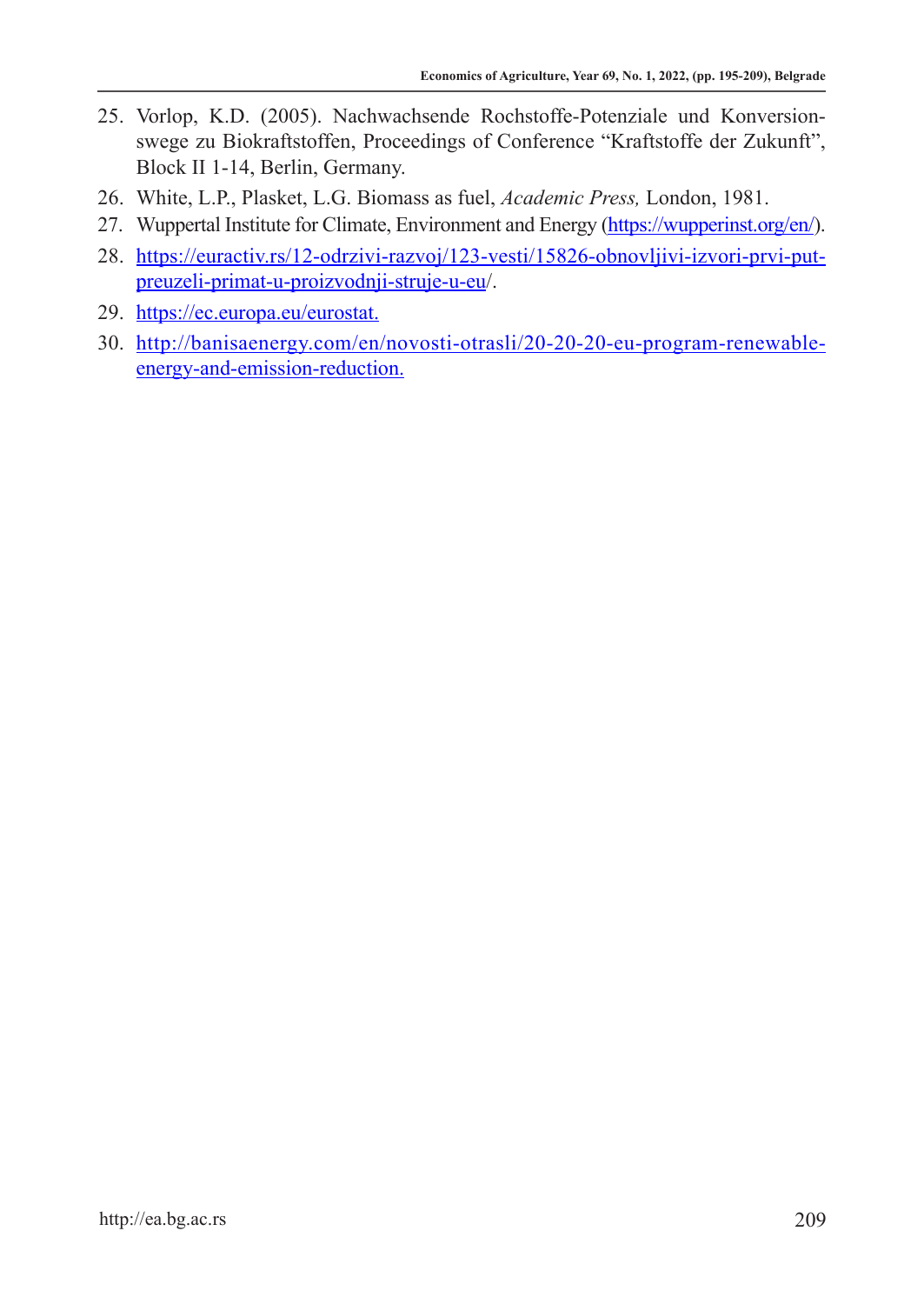25. Vorlop, K.D. (2005). Nachwachsende Rochstoffe-Potenziale und Konversionswege zu Biokraftstoffen, Proceedings of Conference "Kraftstoffe der Zukunft", Block II 1-14, Berlin, Germany.
26. White, L.P., Plasket, L.G. Biomass as fuel, *Academic Press,* London, 1981.
27. Wuppertal Institute for Climate, Environment and Energy (https://wupperinst.org/en/).
28. https://euractiv.rs/12-odrzivi-razvoj/123-vesti/15826-obnovljivi-izvori-prvi-put-preuzeli-primat-u-proizvodnji-struje-u-eu/.
29. https://ec.europa.eu/eurostat.
30. http://banisaenergy.com/en/novosti-otrasli/20-20-20-eu-program-renewable-energy-and-emission-reduction.